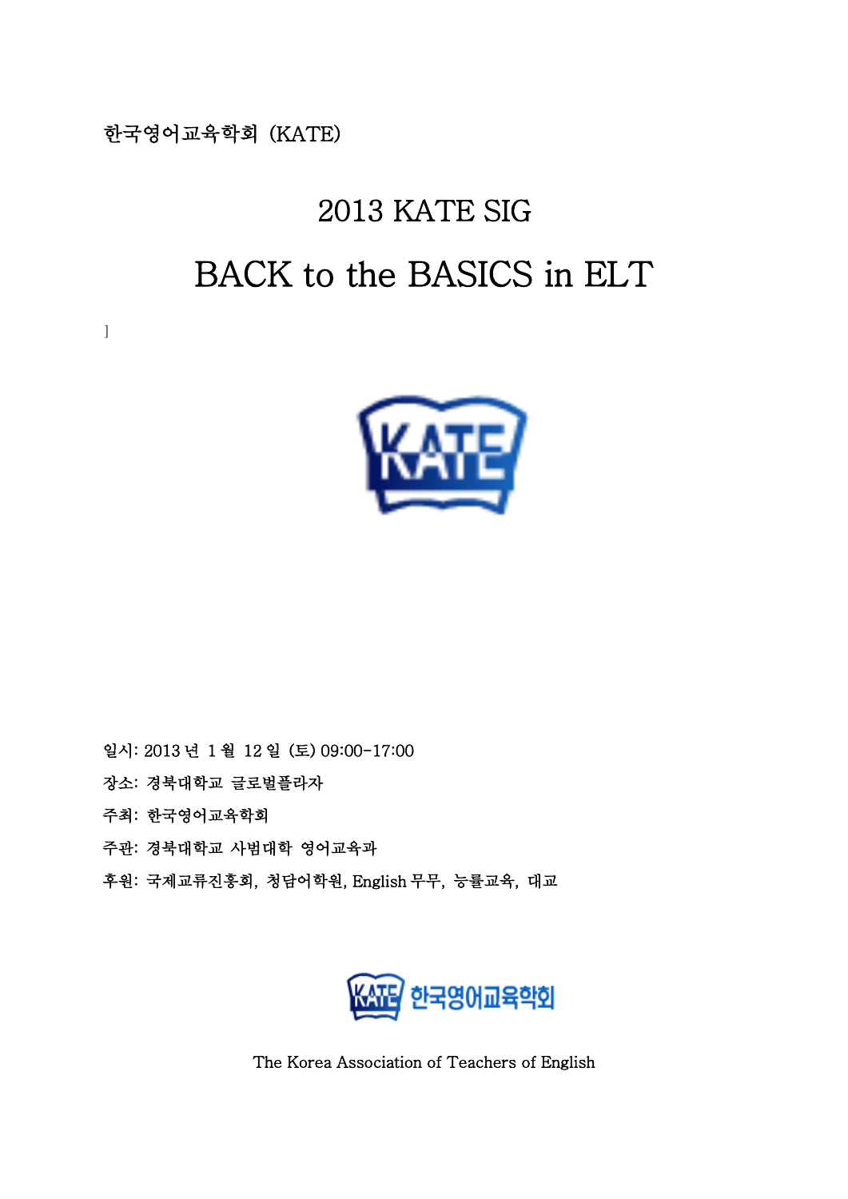한국영어교육학회 (KATE)

# 2013 KATE SIG

# BACK to the BASICS in ELT

]

일시: 2013 년 1 월 12 일 (토) 09:00-17:00

장소: 경북대학교 글로벌플라자

주최: 한국영어교육학회

주관: 경북대학교 사범대학 영어교육과

후원: 국제교류진흥회, 청담어학원, English 무무, 능률교육, 대교

한국영어교육학회

The Korea Association of Teachers of English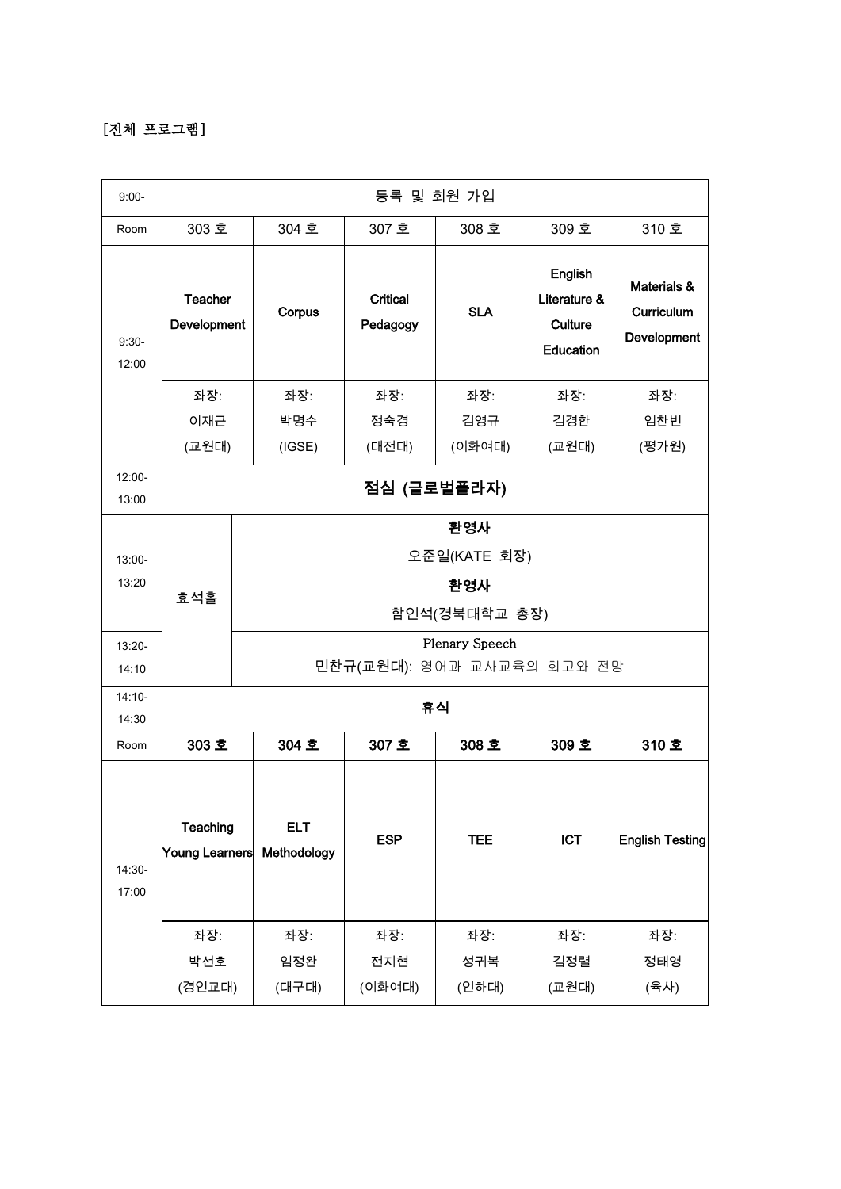[전체 프로그램]

| 9:00- | 등록 및 회원 가입 | | | | | |
|---|---|---|---|---|---|---|
| Room | 303 호 | 304 호 | 307 호 | 308 호 | 309 호 | 310 호 |
| 9:30-12:00 | **Teacher Development** | **Corpus** | **Critical Pedagogy** | **SLA** | **English Literature & Culture Education** | **Materials & Curriculum Development** |
| | 좌장: 이재근 (교원대) | 좌장: 박명수 (IGSE) | 좌장: 정숙경 (대전대) | 좌장: 김영규 (이화여대) | 좌장: 김경한 (교원대) | 좌장: 임찬빈 (평가원) |
| 12:00-13:00 | **점심 (글로벌플라자)** | | | | | |
| 13:00-13:20 | 효석홀 | **환영사** 오준일(KATE 회장) | | | | |
| | | **환영사** 함인석(경북대학교 총장) | | | | |
| 13:20-14:10 | | Plenary Speech 민찬규(교원대): 영어과 교사교육의 회고와 전망 | | | | |
| 14:10-14:30 | **휴식** | | | | | |
| Room | **303 호** | **304 호** | **307 호** | **308 호** | **309 호** | **310 호** |
| 14:30-17:00 | **Teaching Young Learners** | **ELT Methodology** | **ESP** | **TEE** | **ICT** | **English Testing** |
| | 좌장: 박선호 (경인교대) | 좌장: 임정완 (대구대) | 좌장: 전지현 (이화여대) | 좌장: 성귀복 (인하대) | 좌장: 김정렬 (교원대) | 좌장: 정태영 (육사) |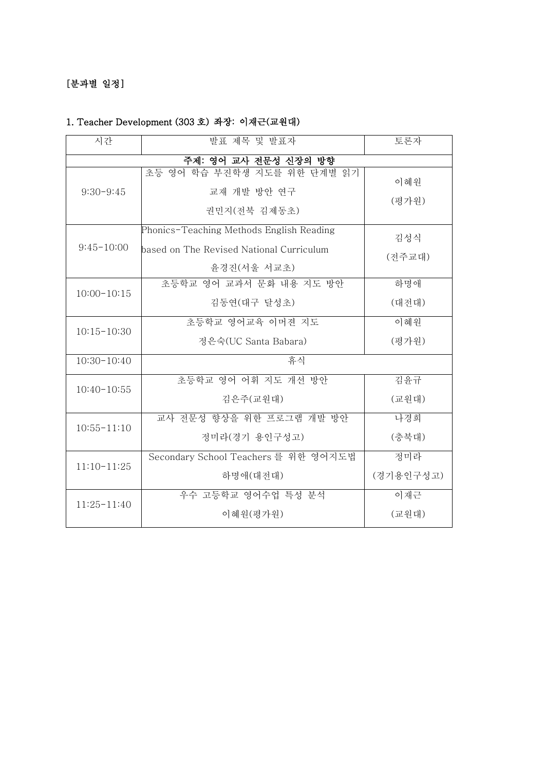**[분과별 일정]**

**1. Teacher Development (303 호) 좌장: 이재근(교원대)**

| 시간 | 발표 제목 및 발표자 | 토론자 |
|---|---|---|
| **주제: 영어 교사 전문성 신장의 방향** | | |
| 9:30-9:45 | 초등 영어 학습 부진학생 지도를 위한 단계별 읽기 교재 개발 방안 연구<br>권민지(전북 김제동초) | 이혜원<br>(평가원) |
| 9:45-10:00 | Phonics-Teaching Methods English Reading based on The Revised National Curriculum<br>윤경진(서울 서교초) | 김성식<br>(전주교대) |
| 10:00-10:15 | 초등학교 영어 교과서 문화 내용 지도 방안<br>김동연(대구 달성초) | 하명애<br>(대전대) |
| 10:15-10:30 | 초등학교 영어교육 이머젼 지도<br>정은숙(UC Santa Babara) | 이혜원<br>(평가원) |
| 10:30-10:40 | 휴식 | |
| 10:40-10:55 | 초등학교 영어 어휘 지도 개선 방안<br>김은주(교원대) | 김윤규<br>(교원대) |
| 10:55-11:10 | 교사 전문성 향상을 위한 프로그램 개발 방안<br>정미라(경기 용인구성고) | 나경희<br>(충북대) |
| 11:10-11:25 | Secondary School Teachers 를 위한 영어지도법<br>하명애(대전대) | 정미라<br>(경기용인구성고) |
| 11:25-11:40 | 우수 고등학교 영어수업 특성 분석<br>이혜원(평가원) | 이재근<br>(교원대) |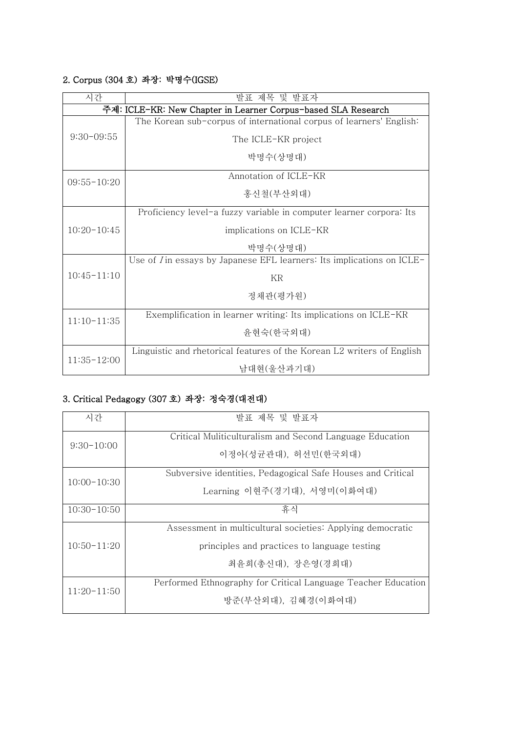### 2. Corpus (304 호) 좌장: 박명수(IGSE)

| 시간 | 발표 제목 및 발표자 |
|---|---|
| 주제: ICLE-KR: New Chapter in Learner Corpus-based SLA Research | |
| 9:30-09:55 | The Korean sub-corpus of international corpus of learners' English: The ICLE-KR project<br>박명수(상명대) |
| 09:55-10:20 | Annotation of ICLE-KR<br>홍신철(부산외대) |
| 10:20-10:45 | Proficiency level-a fuzzy variable in computer learner corpora: Its implications on ICLE-KR<br>박명수(상명대) |
| 10:45-11:10 | Use of *I* in essays by Japanese EFL learners: Its implications on ICLE-KR<br>정채관(평가원) |
| 11:10-11:35 | Exemplification in learner writing: Its implications on ICLE-KR<br>윤현숙(한국외대) |
| 11:35-12:00 | Linguistic and rhetorical features of the Korean L2 writers of English<br>남대현(울산과기대) |

### 3. Critical Pedagogy (307 호) 좌장: 정숙경(대전대)

| 시간 | 발표 제목 및 발표자 |
|---|---|
| 9:30-10:00 | Critical Muliticulturalism and Second Language Education<br>이정아(성균관대), 허선민(한국외대) |
| 10:00-10:30 | Subversive identities, Pedagogical Safe Houses and Critical Learning 이현주(경기대), 서영미(이화여대) |
| 10:30-10:50 | 휴식 |
| 10:50-11:20 | Assessment in multicultural societies: Applying democratic principles and practices to language testing<br>최윤희(총신대), 장은영(경희대) |
| 11:20-11:50 | Performed Ethnography for Critical Language Teacher Education<br>방준(부산외대), 김혜경(이화여대) |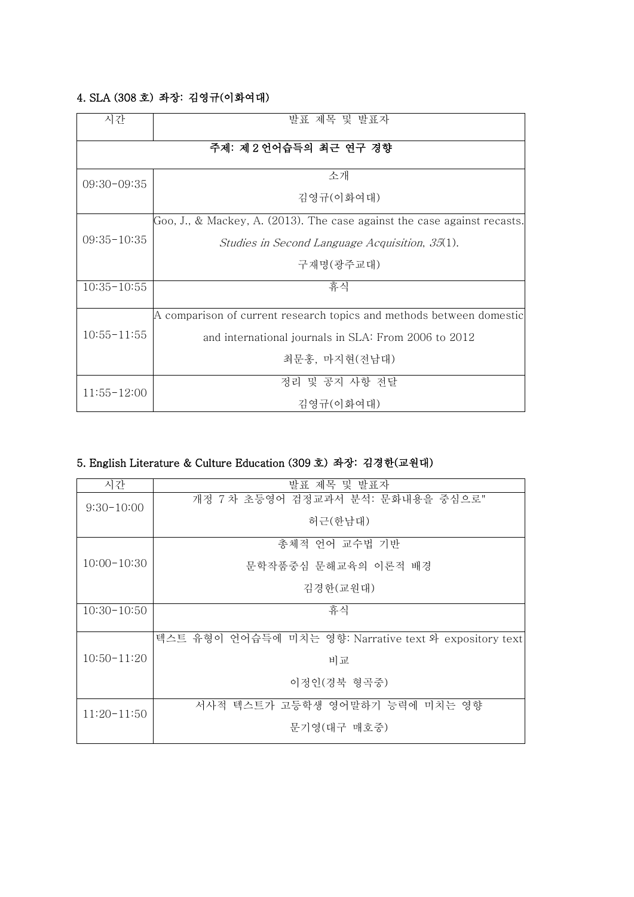### 4. SLA (308 호) 좌장: 김영규(이화여대)

| 시간 | 발표 제목 및 발표자 |
|---|---|
| **주제: 제 2 언어습득의 최근 연구 경향** | |
| 09:30-09:35 | 소개<br>김영규(이화여대) |
| 09:35-10:35 | Goo, J., & Mackey, A. (2013). The case against the case against recasts. *Studies in Second Language Acquisition, 35*(1).<br>구재명(광주교대) |
| 10:35-10:55 | 휴식 |
| 10:55-11:55 | A comparison of current research topics and methods between domestic and international journals in SLA: From 2006 to 2012<br>최문홍, 마지현(전남대) |
| 11:55-12:00 | 정리 및 공지 사항 전달<br>김영규(이화여대) |

### 5. English Literature & Culture Education (309 호) 좌장: 김경한(교원대)

| 시간 | 발표 제목 및 발표자 |
|---|---|
| 9:30-10:00 | 개정 7 차 초등영어 검정교과서 분석: 문화내용을 중심으로"<br>허근(한남대) |
| 10:00-10:30 | 총체적 언어 교수법 기반<br>문학작품중심 문해교육의 이론적 배경<br>김경한(교원대) |
| 10:30-10:50 | 휴식 |
| 10:50-11:20 | 텍스트 유형이 언어습득에 미치는 영향: Narrative text 와 expository text 비교<br>이정인(경북 형곡중) |
| 11:20-11:50 | 서사적 텍스트가 고등학생 영어말하기 능력에 미치는 영향<br>문기영(대구 매호중) |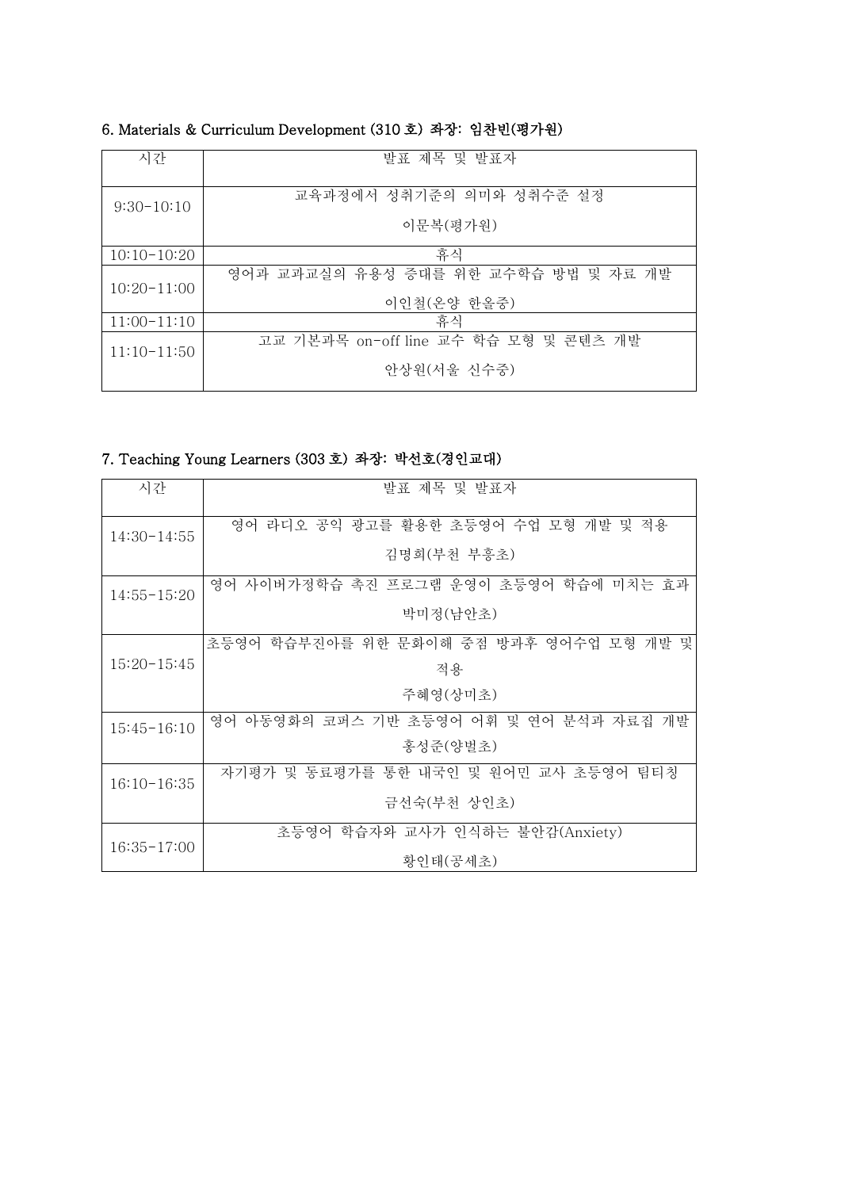### 6. Materials & Curriculum Development (310 호) 좌장: 임찬빈(평가원)

| 시간 | 발표 제목 및 발표자 |
|---|---|
| 9:30-10:10 | 교육과정에서 성취기준의 의미와 성취수준 설정<br>이문복(평가원) |
| 10:10-10:20 | 휴식 |
| 10:20-11:00 | 영어과 교과교실의 유용성 증대를 위한 교수학습 방법 및 자료 개발<br>이인철(온양 한올중) |
| 11:00-11:10 | 휴식 |
| 11:10-11:50 | 고교 기본과목 on-off line 교수 학습 모형 및 콘텐츠 개발<br>안상원(서울 신수중) |

### 7. Teaching Young Learners (303 호) 좌장: 박선호(경인교대)

| 시간 | 발표 제목 및 발표자 |
|---|---|
| 14:30-14:55 | 영어 라디오 공익 광고를 활용한 초등영어 수업 모형 개발 및 적용<br>김명희(부천 부흥초) |
| 14:55-15:20 | 영어 사이버가정학습 촉진 프로그램 운영이 초등영어 학습에 미치는 효과<br>박미정(남안초) |
| 15:20-15:45 | 초등영어 학습부진아를 위한 문화이해 중점 방과후 영어수업 모형 개발 및 적용<br>주혜영(상미초) |
| 15:45-16:10 | 영어 아동영화의 코퍼스 기반 초등영어 어휘 및 연어 분석과 자료집 개발<br>홍성준(양벌초) |
| 16:10-16:35 | 자기평가 및 동료평가를 통한 내국인 및 원어민 교사 초등영어 팀티칭<br>금선숙(부천 상인초) |
| 16:35-17:00 | 초등영어 학습자와 교사가 인식하는 불안감(Anxiety)<br>황인태(공세초) |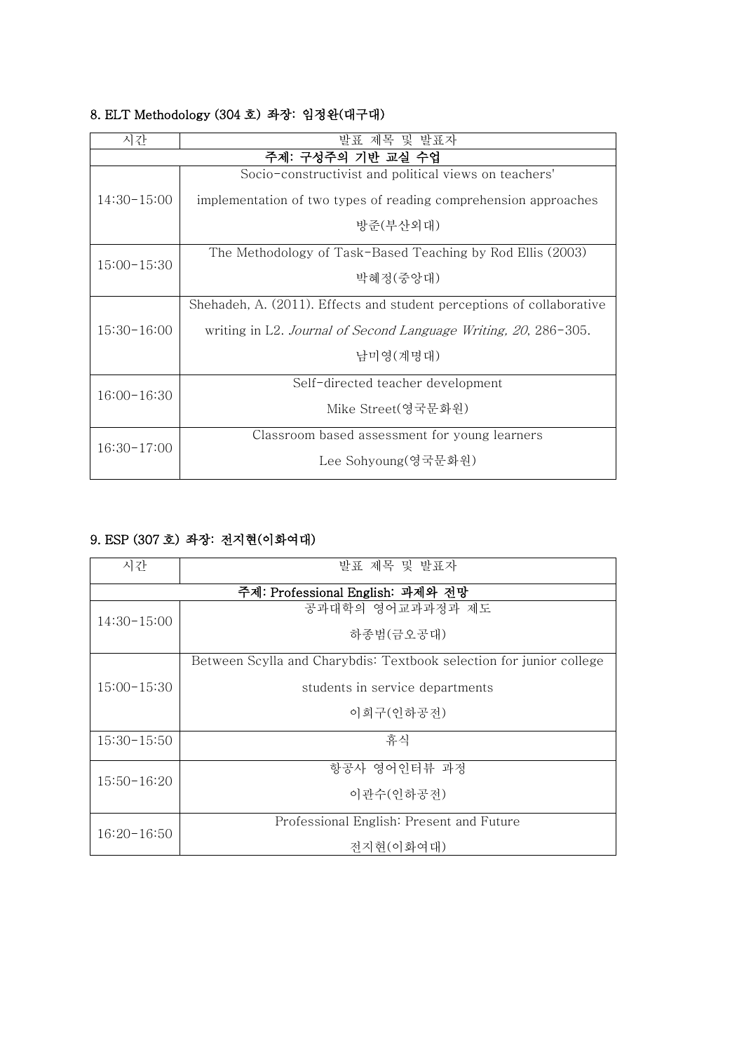### 8. ELT Methodology (304 호) 좌장: 임정완(대구대)

| 시간 | 발표 제목 및 발표자 |
|---|---|
| | **주제: 구성주의 기반 교실 수업** |
| 14:30-15:00 | Socio-constructivist and political views on teachers' implementation of two types of reading comprehension approaches<br>방준(부산외대) |
| 15:00-15:30 | The Methodology of Task-Based Teaching by Rod Ellis (2003)<br>박혜정(중앙대) |
| 15:30-16:00 | Shehadeh, A. (2011). Effects and student perceptions of collaborative writing in L2. *Journal of Second Language Writing, 20*, 286-305.<br>남미영(계명대) |
| 16:00-16:30 | Self-directed teacher development<br>Mike Street(영국문화원) |
| 16:30-17:00 | Classroom based assessment for young learners<br>Lee Sohyoung(영국문화원) |

### 9. ESP (307 호) 좌장: 전지현(이화여대)

| 시간 | 발표 제목 및 발표자 |
|---|---|
| | **주제: Professional English: 과제와 전망** |
| 14:30-15:00 | 공과대학의 영어교과과정과 제도<br>하종범(금오공대) |
| 15:00-15:30 | Between Scylla and Charybdis: Textbook selection for junior college students in service departments<br>이희구(인하공전) |
| 15:30-15:50 | 휴식 |
| 15:50-16:20 | 항공사 영어인터뷰 과정<br>이관수(인하공전) |
| 16:20-16:50 | Professional English: Present and Future<br>전지현(이화여대) |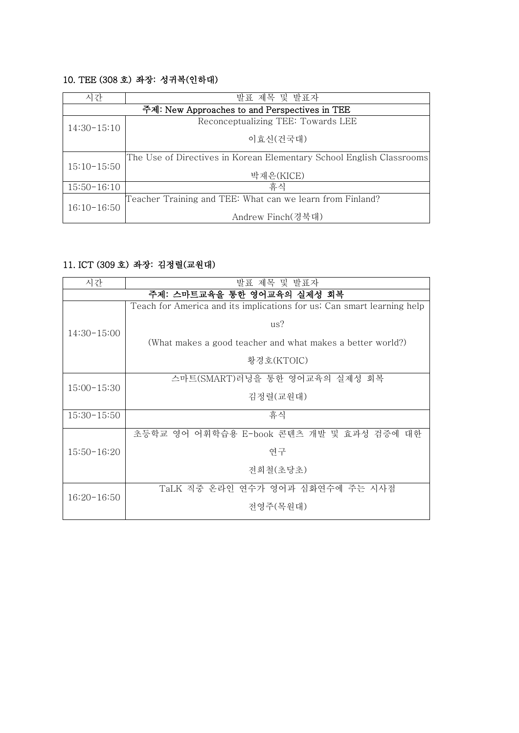### 10. TEE (308 호) 좌장: 성귀복(인하대)

| 시간 | 발표 제목 및 발표자 |
| --- | --- |
| 주제: New Approaches to and Perspectives in TEE | |
| 14:30-15:10 | Reconceptualizing TEE: Towards LEE<br>이효신(건국대) |
| 15:10-15:50 | The Use of Directives in Korean Elementary School English Classrooms<br>박재은(KICE) |
| 15:50-16:10 | 휴식 |
| 16:10-16:50 | Teacher Training and TEE: What can we learn from Finland?<br>Andrew Finch(경북대) |

### 11. ICT (309 호) 좌장: 김정렬(교원대)

| 시간 | 발표 제목 및 발표자 |
| --- | --- |
| 주제: 스마트교육을 통한 영어교육의 실제성 회복 | |
| 14:30-15:00 | Teach for America and its implications for us; Can smart learning help us?<br>(What makes a good teacher and what makes a better world?)<br>황경호(KTOIC) |
| 15:00-15:30 | 스마트(SMART)러닝을 통한 영어교육의 실제성 회복<br>김정렬(교원대) |
| 15:30-15:50 | 휴식 |
| 15:50-16:20 | 초등학교 영어 어휘학습용 E-book 콘텐츠 개발 및 효과성 검증에 대한 연구<br>전희철(초당초) |
| 16:20-16:50 | TaLK 직중 온라인 연수가 영어과 심화연수에 주는 시사점<br>전영주(목원대) |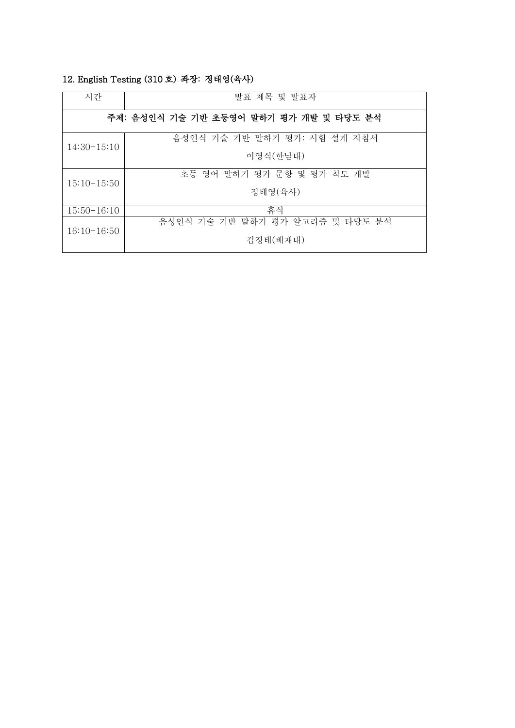12. English Testing (310 호) 좌장: 정태영(육사)

| 시간 | 발표 제목 및 발표자 |
| --- | --- |
| **주제: 음성인식 기술 기반 초등영어 말하기 평가 개발 및 타당도 분석** | |
| 14:30-15:10 | 음성인식 기술 기반 말하기 평가: 시험 설계 지침서<br>이영식(한남대) |
| 15:10-15:50 | 초등 영어 말하기 평가 문항 및 평가 척도 개발<br>정태영(육사) |
| 15:50-16:10 | 휴식 |
| 16:10-16:50 | 음성인식 기술 기반 말하기 평가 알고리즘 및 타당도 분석<br>김정태(배재대) |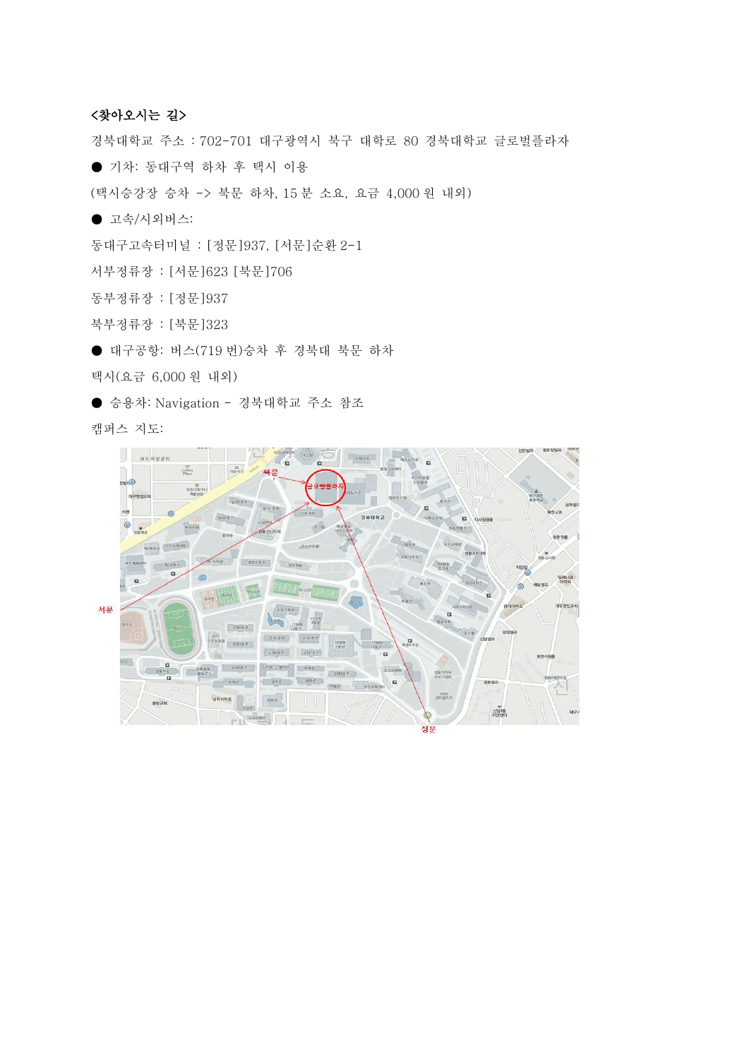**<찾아오시는 길>**

경북대학교 주소 : 702-701 대구광역시 북구 대학로 80 경북대학교 글로벌플라자

- 기차: 동대구역 하차 후 택시 이용

(택시승강장 승차 -> 북문 하차, 15 분 소요, 요금 4,000 원 내외)

- 고속/시외버스:

동대구고속터미널 : [정문]937, [서문]순환 2-1

서부정류장 : [서문]623 [북문]706

동부정류장 : [정문]937

북부정류장 : [북문]323

- 대구공항: 버스(719 번)승차 후 경북대 북문 하차

택시(요금 6,000 원 내외)

- 승용차: Navigation - 경북대학교 주소 참조

캠퍼스 지도:

북문

글로벌플라자

서문

정문